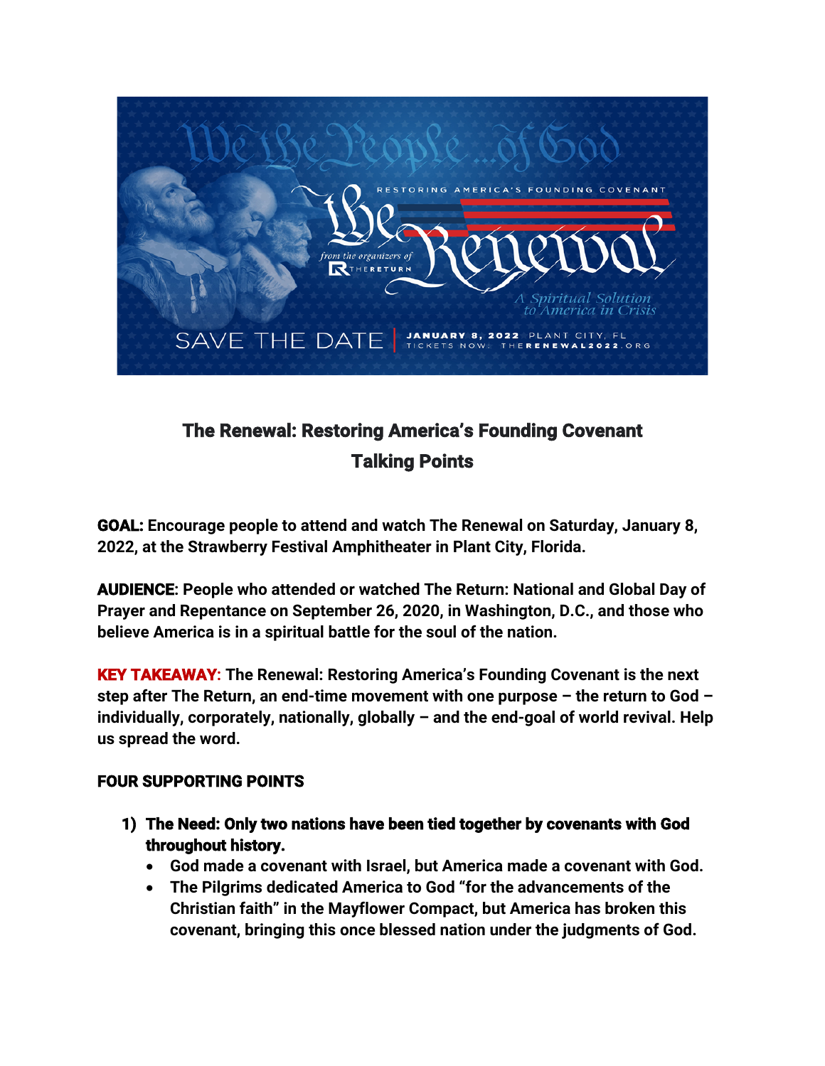We the People...of God

RESTORING AMERICA'S FOUNDING COVENANT

The Renewal

from the organizers of THE RETURN

A Spiritual Solution to America in Crisis

SAVE THE DATE | JANUARY 8, 2022 PLANT CITY, FL
TICKETS NOW: THERENEWAL2022.ORG

# The Renewal: Restoring America's Founding Covenant
# Talking Points

**GOAL: Encourage people to attend and watch The Renewal on Saturday, January 8, 2022, at the Strawberry Festival Amphitheater in Plant City, Florida.**

**AUDIENCE: People who attended or watched The Return: National and Global Day of Prayer and Repentance on September 26, 2020, in Washington, D.C., and those who believe America is in a spiritual battle for the soul of the nation.**

**KEY TAKEAWAY: The Renewal: Restoring America's Founding Covenant is the next step after The Return, an end-time movement with one purpose – the return to God – individually, corporately, nationally, globally – and the end-goal of world revival. Help us spread the word.**

## FOUR SUPPORTING POINTS

1) **The Need: Only two nations have been tied together by covenants with God throughout history.**
   - **God made a covenant with Israel, but America made a covenant with God.**
   - **The Pilgrims dedicated America to God "for the advancements of the Christian faith" in the Mayflower Compact, but America has broken this covenant, bringing this once blessed nation under the judgments of God.**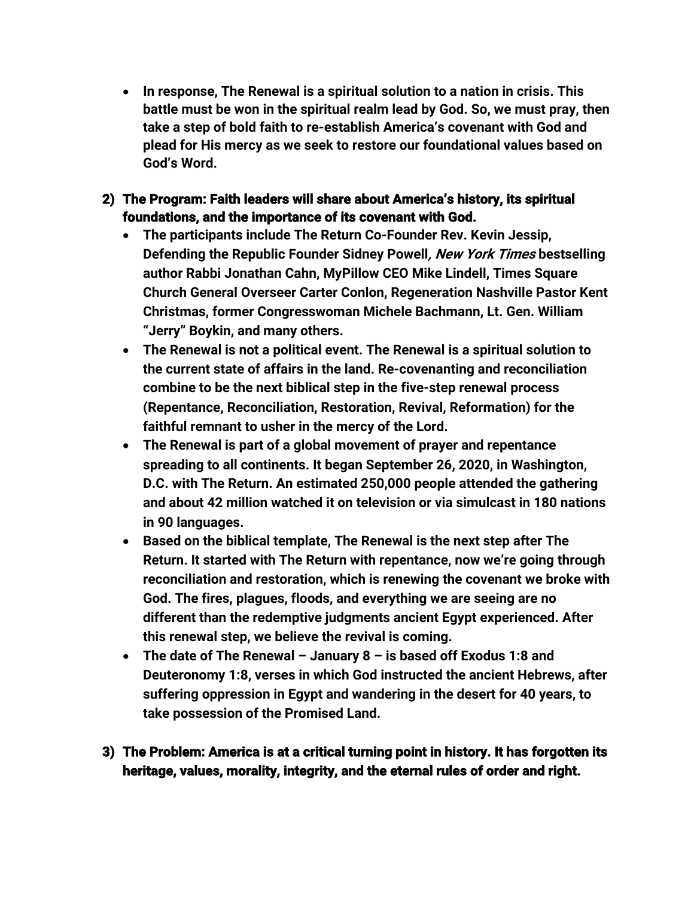- **In response, The Renewal is a spiritual solution to a nation in crisis. This battle must be won in the spiritual realm lead by God. So, we must pray, then take a step of bold faith to re-establish America's covenant with God and plead for His mercy as we seek to restore our foundational values based on God's Word.**

2) **The Program: Faith leaders will share about America's history, its spiritual foundations, and the importance of its covenant with God.**
   - **The participants include The Return Co-Founder Rev. Kevin Jessip, Defending the Republic Founder Sidney Powell, *New York Times* bestselling author Rabbi Jonathan Cahn, MyPillow CEO Mike Lindell, Times Square Church General Overseer Carter Conlon, Regeneration Nashville Pastor Kent Christmas, former Congresswoman Michele Bachmann, Lt. Gen. William "Jerry" Boykin, and many others.**
   - **The Renewal is not a political event. The Renewal is a spiritual solution to the current state of affairs in the land. Re-covenanting and reconciliation combine to be the next biblical step in the five-step renewal process (Repentance, Reconciliation, Restoration, Revival, Reformation) for the faithful remnant to usher in the mercy of the Lord.**
   - **The Renewal is part of a global movement of prayer and repentance spreading to all continents. It began September 26, 2020, in Washington, D.C. with The Return. An estimated 250,000 people attended the gathering and about 42 million watched it on television or via simulcast in 180 nations in 90 languages.**
   - **Based on the biblical template, The Renewal is the next step after The Return. It started with The Return with repentance, now we're going through reconciliation and restoration, which is renewing the covenant we broke with God. The fires, plagues, floods, and everything we are seeing are no different than the redemptive judgments ancient Egypt experienced. After this renewal step, we believe the revival is coming.**
   - **The date of The Renewal – January 8 – is based off Exodus 1:8 and Deuteronomy 1:8, verses in which God instructed the ancient Hebrews, after suffering oppression in Egypt and wandering in the desert for 40 years, to take possession of the Promised Land.**

3) **The Problem: America is at a critical turning point in history. It has forgotten its heritage, values, morality, integrity, and the eternal rules of order and right.**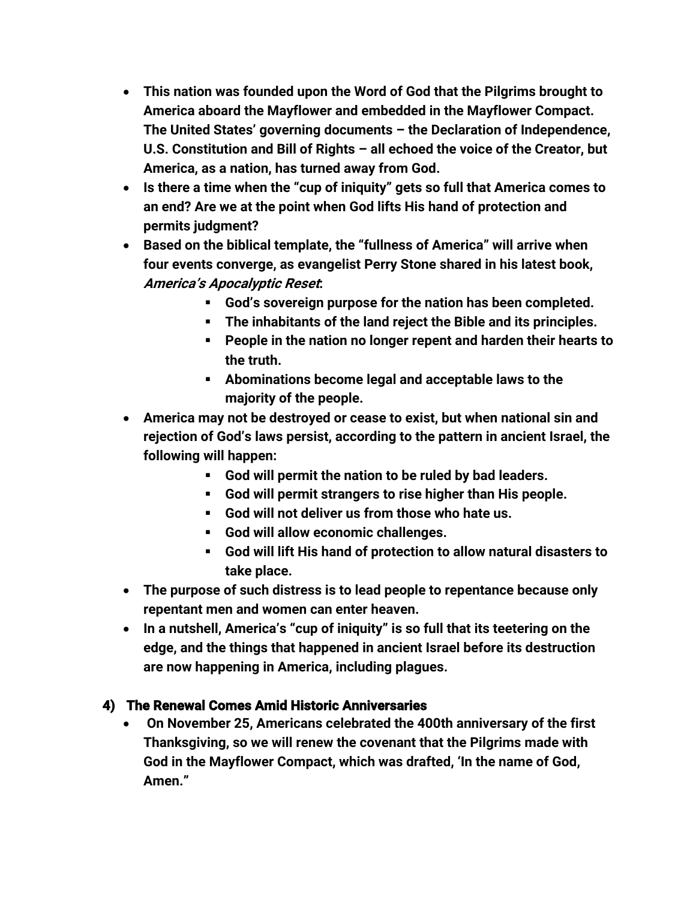- **This nation was founded upon the Word of God that the Pilgrims brought to America aboard the Mayflower and embedded in the Mayflower Compact. The United States' governing documents – the Declaration of Independence, U.S. Constitution and Bill of Rights – all echoed the voice of the Creator, but America, as a nation, has turned away from God.**
- **Is there a time when the "cup of iniquity" gets so full that America comes to an end? Are we at the point when God lifts His hand of protection and permits judgment?**
- **Based on the biblical template, the "fullness of America" will arrive when four events converge, as evangelist Perry Stone shared in his latest book, *America's Apocalyptic Reset*:**
    - **God's sovereign purpose for the nation has been completed.**
    - **The inhabitants of the land reject the Bible and its principles.**
    - **People in the nation no longer repent and harden their hearts to the truth.**
    - **Abominations become legal and acceptable laws to the majority of the people.**
- **America may not be destroyed or cease to exist, but when national sin and rejection of God's laws persist, according to the pattern in ancient Israel, the following will happen:**
    - **God will permit the nation to be ruled by bad leaders.**
    - **God will permit strangers to rise higher than His people.**
    - **God will not deliver us from those who hate us.**
    - **God will allow economic challenges.**
    - **God will lift His hand of protection to allow natural disasters to take place.**
- **The purpose of such distress is to lead people to repentance because only repentant men and women can enter heaven.**
- **In a nutshell, America's "cup of iniquity" is so full that its teetering on the edge, and the things that happened in ancient Israel before its destruction are now happening in America, including plagues.**

### 4) The Renewal Comes Amid Historic Anniversaries

- **On November 25, Americans celebrated the 400th anniversary of the first Thanksgiving, so we will renew the covenant that the Pilgrims made with God in the Mayflower Compact, which was drafted, 'In the name of God, Amen."**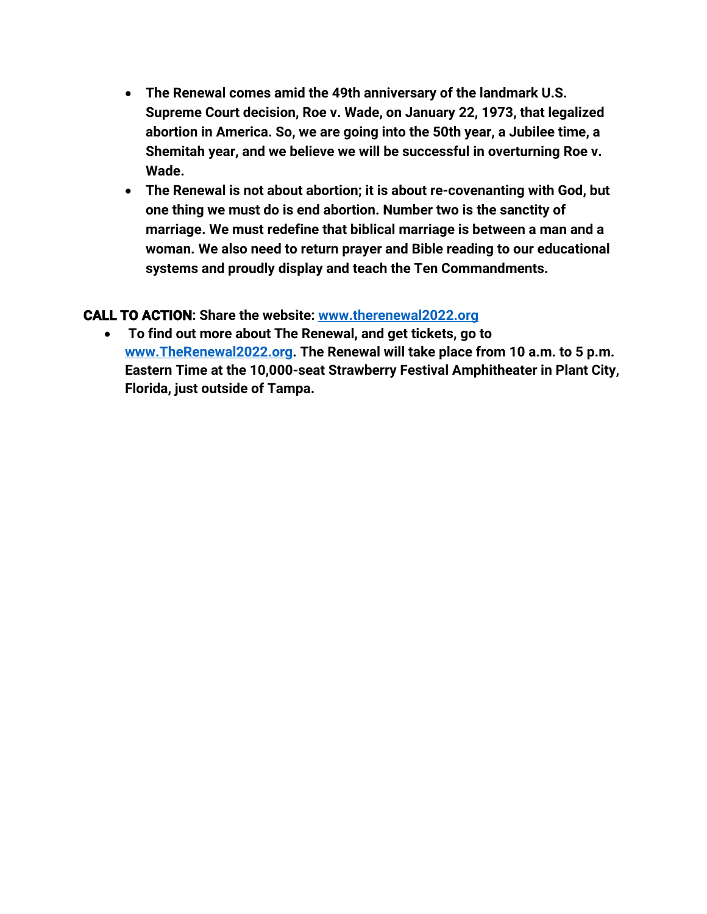- **The Renewal comes amid the 49th anniversary of the landmark U.S. Supreme Court decision, Roe v. Wade, on January 22, 1973, that legalized abortion in America. So, we are going into the 50th year, a Jubilee time, a Shemitah year, and we believe we will be successful in overturning Roe v. Wade.**
- **The Renewal is not about abortion; it is about re-covenanting with God, but one thing we must do is end abortion. Number two is the sanctity of marriage. We must redefine that biblical marriage is between a man and a woman. We also need to return prayer and Bible reading to our educational systems and proudly display and teach the Ten Commandments.**

**CALL TO ACTION: Share the website: [www.therenewal2022.org](http://www.therenewal2022.org)**

- **To find out more about The Renewal, and get tickets, go to [www.TheRenewal2022.org](http://www.TheRenewal2022.org). The Renewal will take place from 10 a.m. to 5 p.m. Eastern Time at the 10,000-seat Strawberry Festival Amphitheater in Plant City, Florida, just outside of Tampa.**